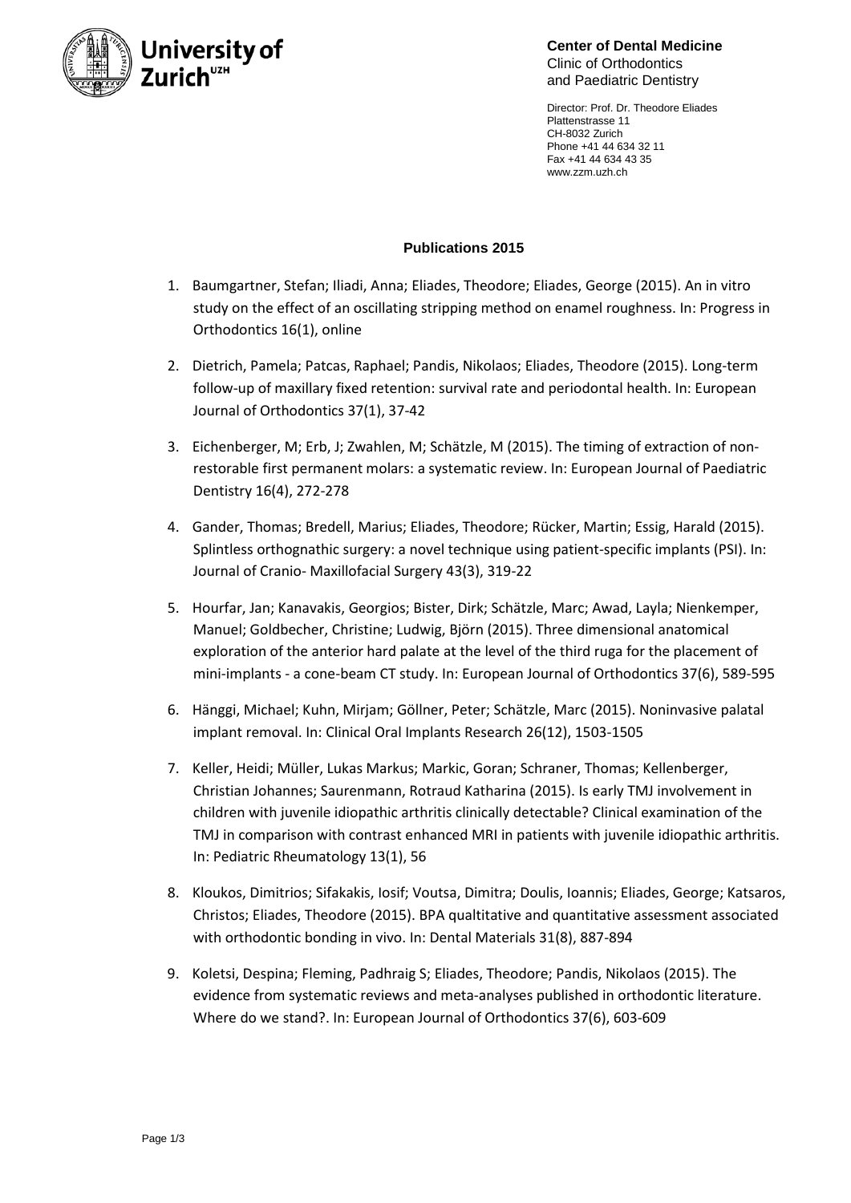**University of Zurich**[UZH]

**Center of Dental Medicine**
Clinic of Orthodontics
and Paediatric Dentistry

Director: Prof. Dr. Theodore Eliades
Plattenstrasse 11
CH-8032 Zurich
Phone +41 44 634 32 11
Fax +41 44 634 43 35
www.zzm.uzh.ch

## Publications 2015

1. Baumgartner, Stefan; Iliadi, Anna; Eliades, Theodore; Eliades, George (2015). An in vitro study on the effect of an oscillating stripping method on enamel roughness. In: Progress in Orthodontics 16(1), online

2. Dietrich, Pamela; Patcas, Raphael; Pandis, Nikolaos; Eliades, Theodore (2015). Long-term follow-up of maxillary fixed retention: survival rate and periodontal health. In: European Journal of Orthodontics 37(1), 37-42

3. Eichenberger, M; Erb, J; Zwahlen, M; Schätzle, M (2015). The timing of extraction of non-restorable first permanent molars: a systematic review. In: European Journal of Paediatric Dentistry 16(4), 272-278

4. Gander, Thomas; Bredell, Marius; Eliades, Theodore; Rücker, Martin; Essig, Harald (2015). Splintless orthognathic surgery: a novel technique using patient-specific implants (PSI). In: Journal of Cranio- Maxillofacial Surgery 43(3), 319-22

5. Hourfar, Jan; Kanavakis, Georgios; Bister, Dirk; Schätzle, Marc; Awad, Layla; Nienkemper, Manuel; Goldbecher, Christine; Ludwig, Björn (2015). Three dimensional anatomical exploration of the anterior hard palate at the level of the third ruga for the placement of mini-implants - a cone-beam CT study. In: European Journal of Orthodontics 37(6), 589-595

6. Hänggi, Michael; Kuhn, Mirjam; Göllner, Peter; Schätzle, Marc (2015). Noninvasive palatal implant removal. In: Clinical Oral Implants Research 26(12), 1503-1505

7. Keller, Heidi; Müller, Lukas Markus; Markic, Goran; Schraner, Thomas; Kellenberger, Christian Johannes; Saurenmann, Rotraud Katharina (2015). Is early TMJ involvement in children with juvenile idiopathic arthritis clinically detectable? Clinical examination of the TMJ in comparison with contrast enhanced MRI in patients with juvenile idiopathic arthritis. In: Pediatric Rheumatology 13(1), 56

8. Kloukos, Dimitrios; Sifakakis, Iosif; Voutsa, Dimitra; Doulis, Ioannis; Eliades, George; Katsaros, Christos; Eliades, Theodore (2015). BPA qualtitative and quantitative assessment associated with orthodontic bonding in vivo. In: Dental Materials 31(8), 887-894

9. Koletsi, Despina; Fleming, Padhraig S; Eliades, Theodore; Pandis, Nikolaos (2015). The evidence from systematic reviews and meta-analyses published in orthodontic literature. Where do we stand?. In: European Journal of Orthodontics 37(6), 603-609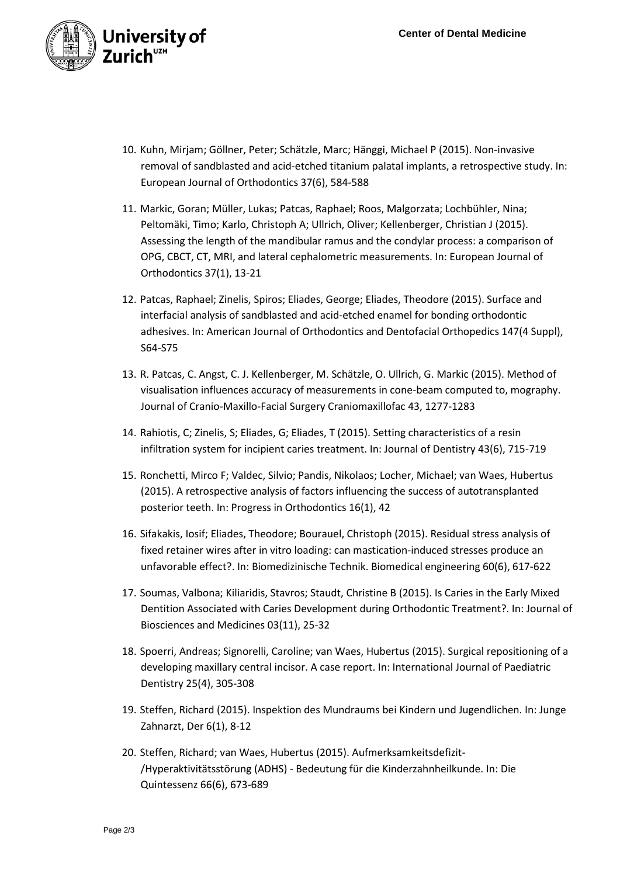10. Kuhn, Mirjam; Göllner, Peter; Schätzle, Marc; Hänggi, Michael P (2015). Non-invasive removal of sandblasted and acid-etched titanium palatal implants, a retrospective study. In: European Journal of Orthodontics 37(6), 584-588

11. Markic, Goran; Müller, Lukas; Patcas, Raphael; Roos, Malgorzata; Lochbühler, Nina; Peltomäki, Timo; Karlo, Christoph A; Ullrich, Oliver; Kellenberger, Christian J (2015). Assessing the length of the mandibular ramus and the condylar process: a comparison of OPG, CBCT, CT, MRI, and lateral cephalometric measurements. In: European Journal of Orthodontics 37(1), 13-21

12. Patcas, Raphael; Zinelis, Spiros; Eliades, George; Eliades, Theodore (2015). Surface and interfacial analysis of sandblasted and acid-etched enamel for bonding orthodontic adhesives. In: American Journal of Orthodontics and Dentofacial Orthopedics 147(4 Suppl), S64-S75

13. R. Patcas, C. Angst, C. J. Kellenberger, M. Schätzle, O. Ullrich, G. Markic (2015). Method of visualisation influences accuracy of measurements in cone-beam computed to, mography. Journal of Cranio-Maxillo-Facial Surgery Craniomaxillofac 43, 1277-1283

14. Rahiotis, C; Zinelis, S; Eliades, G; Eliades, T (2015). Setting characteristics of a resin infiltration system for incipient caries treatment. In: Journal of Dentistry 43(6), 715-719

15. Ronchetti, Mirco F; Valdec, Silvio; Pandis, Nikolaos; Locher, Michael; van Waes, Hubertus (2015). A retrospective analysis of factors influencing the success of autotransplanted posterior teeth. In: Progress in Orthodontics 16(1), 42

16. Sifakakis, Iosif; Eliades, Theodore; Bourauel, Christoph (2015). Residual stress analysis of fixed retainer wires after in vitro loading: can mastication-induced stresses produce an unfavorable effect?. In: Biomedizinische Technik. Biomedical engineering 60(6), 617-622

17. Soumas, Valbona; Kiliaridis, Stavros; Staudt, Christine B (2015). Is Caries in the Early Mixed Dentition Associated with Caries Development during Orthodontic Treatment?. In: Journal of Biosciences and Medicines 03(11), 25-32

18. Spoerri, Andreas; Signorelli, Caroline; van Waes, Hubertus (2015). Surgical repositioning of a developing maxillary central incisor. A case report. In: International Journal of Paediatric Dentistry 25(4), 305-308

19. Steffen, Richard (2015). Inspektion des Mundraums bei Kindern und Jugendlichen. In: Junge Zahnarzt, Der 6(1), 8-12

20. Steffen, Richard; van Waes, Hubertus (2015). Aufmerksamkeitsdefizit-/Hyperaktivitätsstörung (ADHS) - Bedeutung für die Kinderzahnheilkunde. In: Die Quintessenz 66(6), 673-689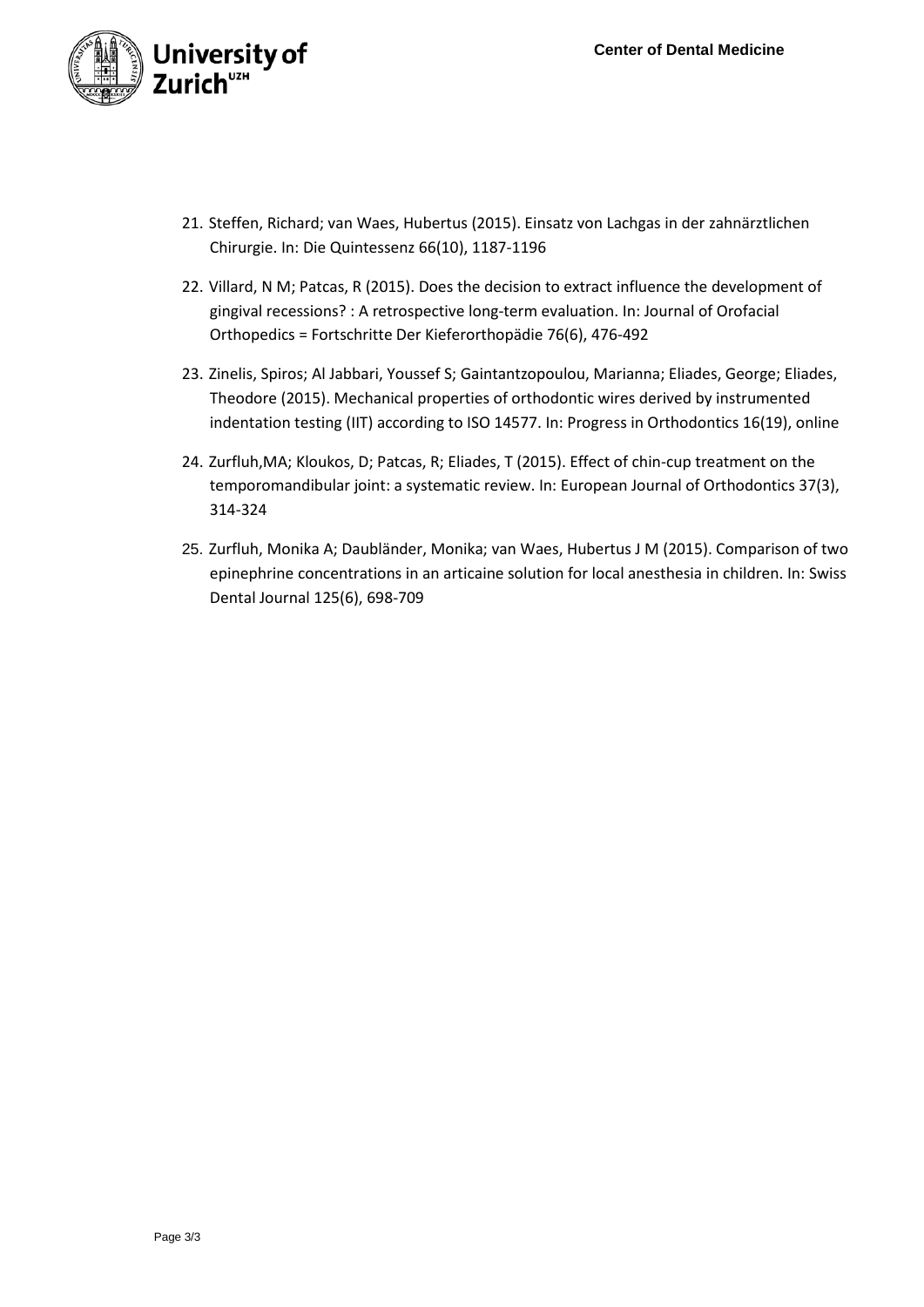21. Steffen, Richard; van Waes, Hubertus (2015). Einsatz von Lachgas in der zahnärztlichen Chirurgie. In: Die Quintessenz 66(10), 1187-1196

22. Villard, N M; Patcas, R (2015). Does the decision to extract influence the development of gingival recessions? : A retrospective long-term evaluation. In: Journal of Orofacial Orthopedics = Fortschritte Der Kieferorthopädie 76(6), 476-492

23. Zinelis, Spiros; Al Jabbari, Youssef S; Gaintantzopoulou, Marianna; Eliades, George; Eliades, Theodore (2015). Mechanical properties of orthodontic wires derived by instrumented indentation testing (IIT) according to ISO 14577. In: Progress in Orthodontics 16(19), online

24. Zurfluh,MA; Kloukos, D; Patcas, R; Eliades, T (2015). Effect of chin-cup treatment on the temporomandibular joint: a systematic review. In: European Journal of Orthodontics 37(3), 314-324

25. Zurfluh, Monika A; Daubländer, Monika; van Waes, Hubertus J M (2015). Comparison of two epinephrine concentrations in an articaine solution for local anesthesia in children. In: Swiss Dental Journal 125(6), 698-709